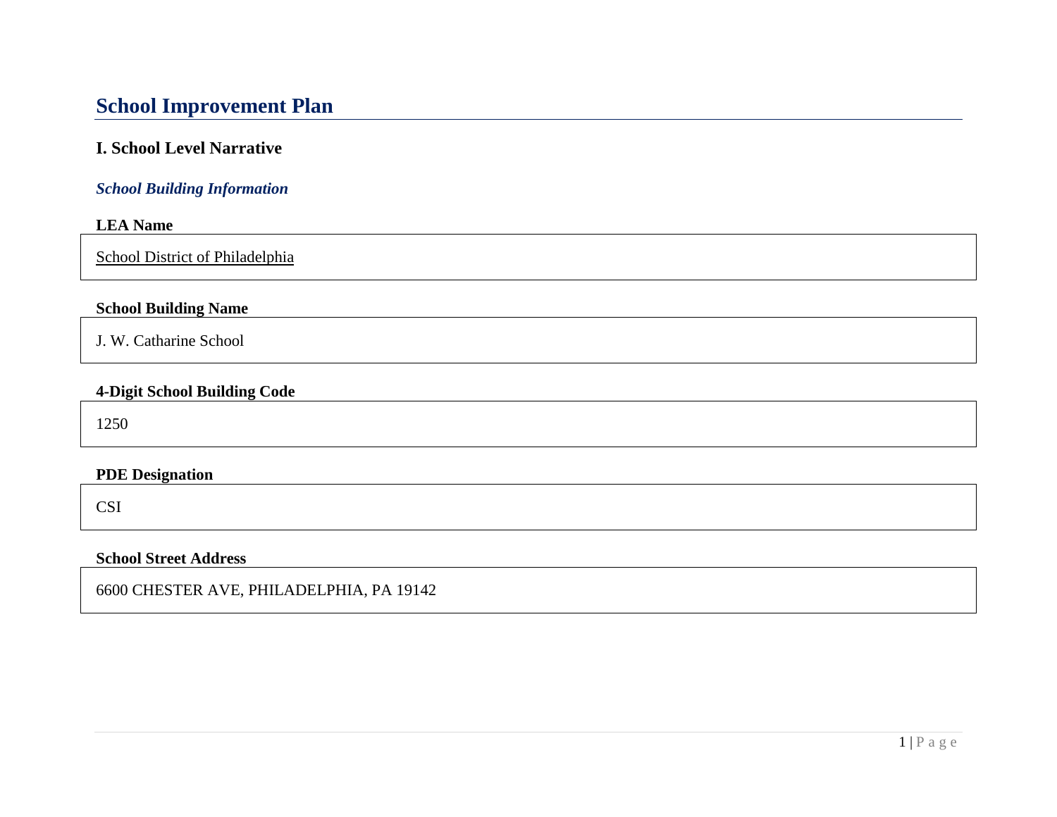# School Improvement Plan

## I. School Level Narrative

### *School Building Information*

**LEA Name**

School District of Philadelphia

**School Building Name**

J. W. Catharine School

**4-Digit School Building Code**

1250

**PDE Designation**

CSI

**School Street Address**

6600 CHESTER AVE, PHILADELPHIA, PA 19142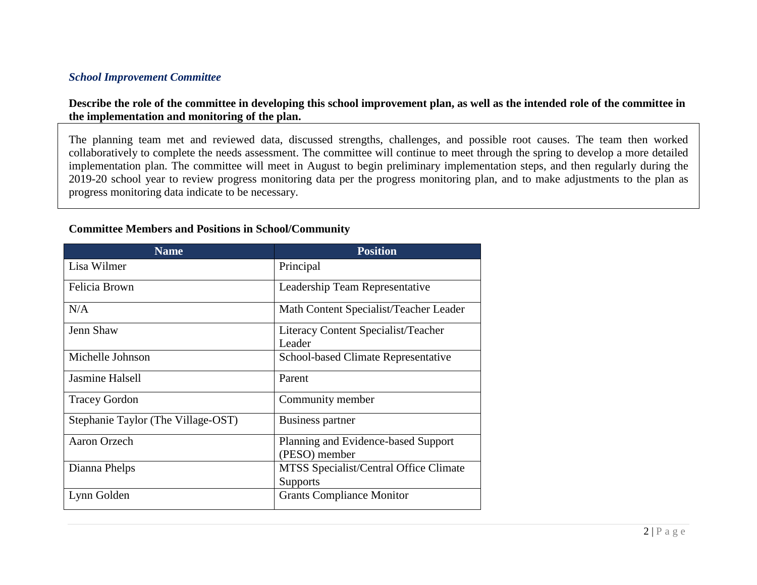### *School Improvement Committee*

**Describe the role of the committee in developing this school improvement plan, as well as the intended role of the committee in the implementation and monitoring of the plan.**

The planning team met and reviewed data, discussed strengths, challenges, and possible root causes. The team then worked collaboratively to complete the needs assessment. The committee will continue to meet through the spring to develop a more detailed implementation plan. The committee will meet in August to begin preliminary implementation steps, and then regularly during the 2019-20 school year to review progress monitoring data per the progress monitoring plan, and to make adjustments to the plan as progress monitoring data indicate to be necessary.

**Committee Members and Positions in School/Community**

| Name | Position |
|---|---|
| Lisa Wilmer | Principal |
| Felicia Brown | Leadership Team Representative |
| N/A | Math Content Specialist/Teacher Leader |
| Jenn Shaw | Literacy Content Specialist/Teacher Leader |
| Michelle Johnson | School-based Climate Representative |
| Jasmine Halsell | Parent |
| Tracey Gordon | Community member |
| Stephanie Taylor (The Village-OST) | Business partner |
| Aaron Orzech | Planning and Evidence-based Support (PESO) member |
| Dianna Phelps | MTSS Specialist/Central Office Climate Supports |
| Lynn Golden | Grants Compliance Monitor |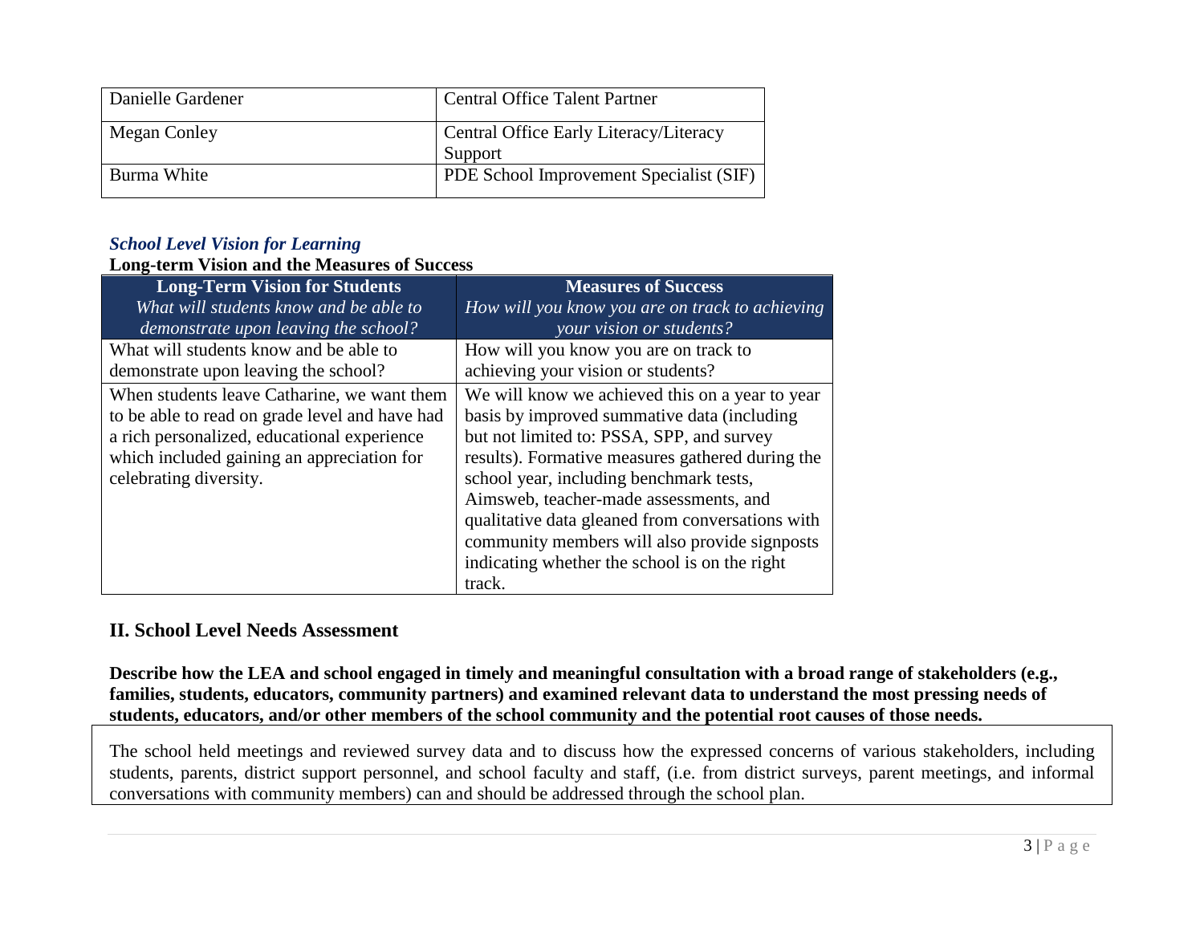| Danielle Gardener | Central Office Talent Partner |
|---|---|
| Megan Conley | Central Office Early Literacy/Literacy Support |
| Burma White | PDE School Improvement Specialist (SIF) |

### *School Level Vision for Learning*

**Long-term Vision and the Measures of Success**

| **Long-Term Vision for Students** *What will students know and be able to demonstrate upon leaving the school?* | **Measures of Success** *How will you know you are on track to achieving your vision or students?* |
|---|---|
| What will students know and be able to demonstrate upon leaving the school? | How will you know you are on track to achieving your vision or students? |
| When students leave Catharine, we want them to be able to read on grade level and have had a rich personalized, educational experience which included gaining an appreciation for celebrating diversity. | We will know we achieved this on a year to year basis by improved summative data (including but not limited to: PSSA, SPP, and survey results). Formative measures gathered during the school year, including benchmark tests, Aimsweb, teacher-made assessments, and qualitative data gleaned from conversations with community members will also provide signposts indicating whether the school is on the right track. |

## II. School Level Needs Assessment

**Describe how the LEA and school engaged in timely and meaningful consultation with a broad range of stakeholders (e.g., families, students, educators, community partners) and examined relevant data to understand the most pressing needs of students, educators, and/or other members of the school community and the potential root causes of those needs.**

The school held meetings and reviewed survey data and to discuss how the expressed concerns of various stakeholders, including students, parents, district support personnel, and school faculty and staff, (i.e. from district surveys, parent meetings, and informal conversations with community members) can and should be addressed through the school plan.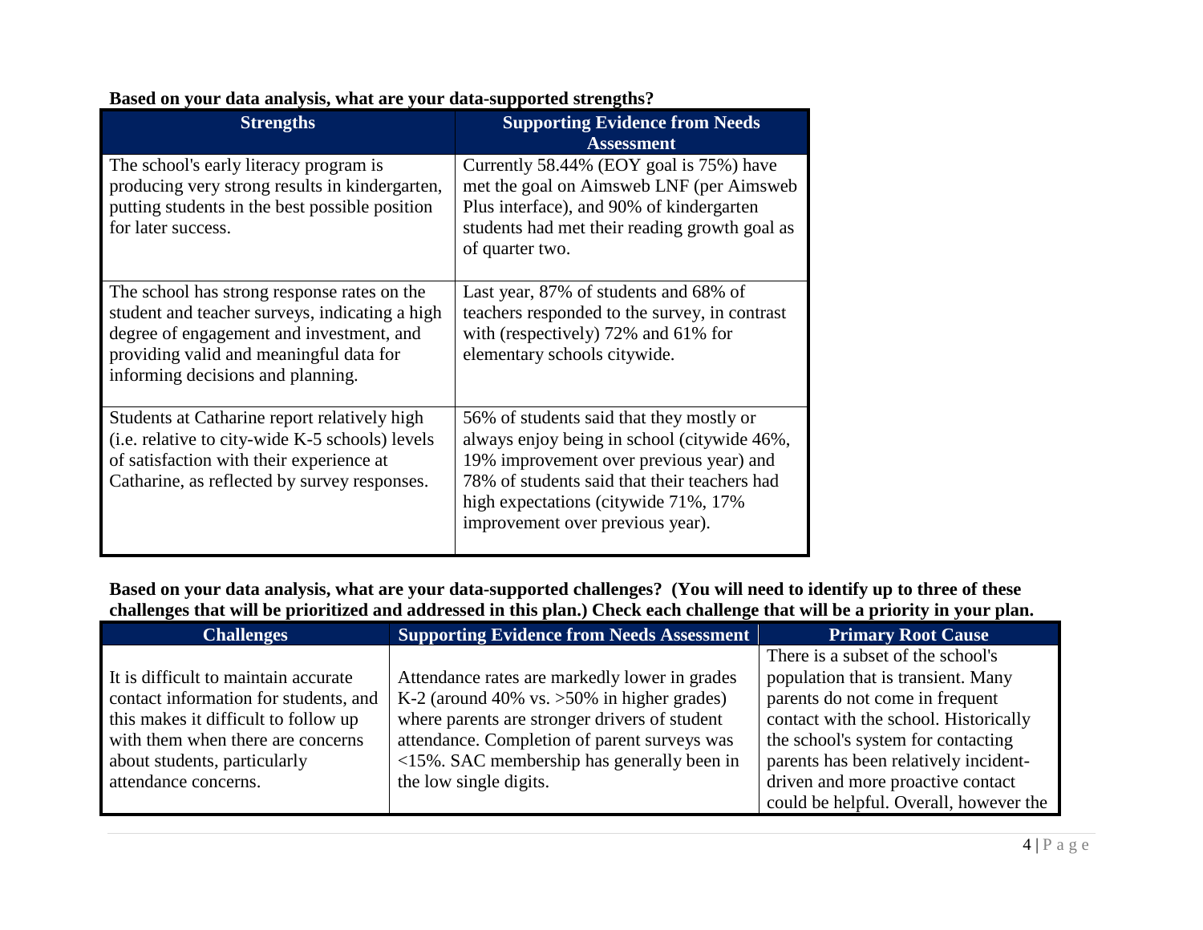**Based on your data analysis, what are your data-supported strengths?**

| Strengths | Supporting Evidence from Needs Assessment |
|---|---|
| The school's early literacy program is producing very strong results in kindergarten, putting students in the best possible position for later success. | Currently 58.44% (EOY goal is 75%) have met the goal on Aimsweb LNF (per Aimsweb Plus interface), and 90% of kindergarten students had met their reading growth goal as of quarter two. |
| The school has strong response rates on the student and teacher surveys, indicating a high degree of engagement and investment, and providing valid and meaningful data for informing decisions and planning. | Last year, 87% of students and 68% of teachers responded to the survey, in contrast with (respectively) 72% and 61% for elementary schools citywide. |
| Students at Catharine report relatively high (i.e. relative to city-wide K-5 schools) levels of satisfaction with their experience at Catharine, as reflected by survey responses. | 56% of students said that they mostly or always enjoy being in school (citywide 46%, 19% improvement over previous year) and 78% of students said that their teachers had high expectations (citywide 71%, 17% improvement over previous year). |

**Based on your data analysis, what are your data-supported challenges? (You will need to identify up to three of these challenges that will be prioritized and addressed in this plan.) Check each challenge that will be a priority in your plan.**

| Challenges | Supporting Evidence from Needs Assessment | Primary Root Cause |
|---|---|---|
| It is difficult to maintain accurate contact information for students, and this makes it difficult to follow up with them when there are concerns about students, particularly attendance concerns. | Attendance rates are markedly lower in grades K-2 (around 40% vs. >50% in higher grades) where parents are stronger drivers of student attendance. Completion of parent surveys was <15%. SAC membership has generally been in the low single digits. | There is a subset of the school's population that is transient. Many parents do not come in frequent contact with the school. Historically the school's system for contacting parents has been relatively incident-driven and more proactive contact could be helpful. Overall, however the |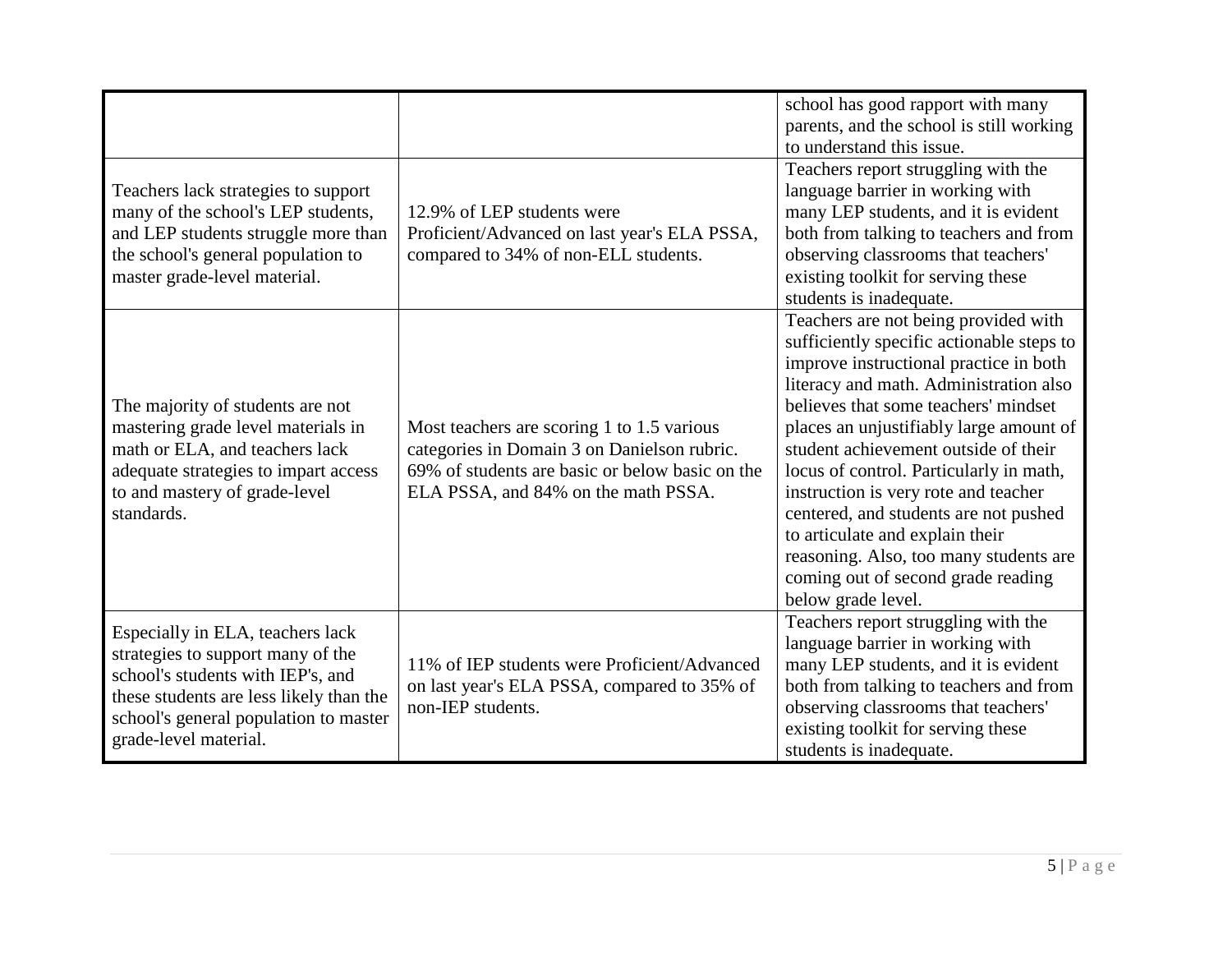| | | |
|---|---|---|
| | | school has good rapport with many parents, and the school is still working to understand this issue. |
| Teachers lack strategies to support many of the school's LEP students, and LEP students struggle more than the school's general population to master grade-level material. | 12.9% of LEP students were Proficient/Advanced on last year's ELA PSSA, compared to 34% of non-ELL students. | Teachers report struggling with the language barrier in working with many LEP students, and it is evident both from talking to teachers and from observing classrooms that teachers' existing toolkit for serving these students is inadequate. |
| The majority of students are not mastering grade level materials in math or ELA, and teachers lack adequate strategies to impart access to and mastery of grade-level standards. | Most teachers are scoring 1 to 1.5 various categories in Domain 3 on Danielson rubric. 69% of students are basic or below basic on the ELA PSSA, and 84% on the math PSSA. | Teachers are not being provided with sufficiently specific actionable steps to improve instructional practice in both literacy and math. Administration also believes that some teachers' mindset places an unjustifiably large amount of student achievement outside of their locus of control. Particularly in math, instruction is very rote and teacher centered, and students are not pushed to articulate and explain their reasoning. Also, too many students are coming out of second grade reading below grade level. |
| Especially in ELA, teachers lack strategies to support many of the school's students with IEP's, and these students are less likely than the school's general population to master grade-level material. | 11% of IEP students were Proficient/Advanced on last year's ELA PSSA, compared to 35% of non-IEP students. | Teachers report struggling with the language barrier in working with many LEP students, and it is evident both from talking to teachers and from observing classrooms that teachers' existing toolkit for serving these students is inadequate. |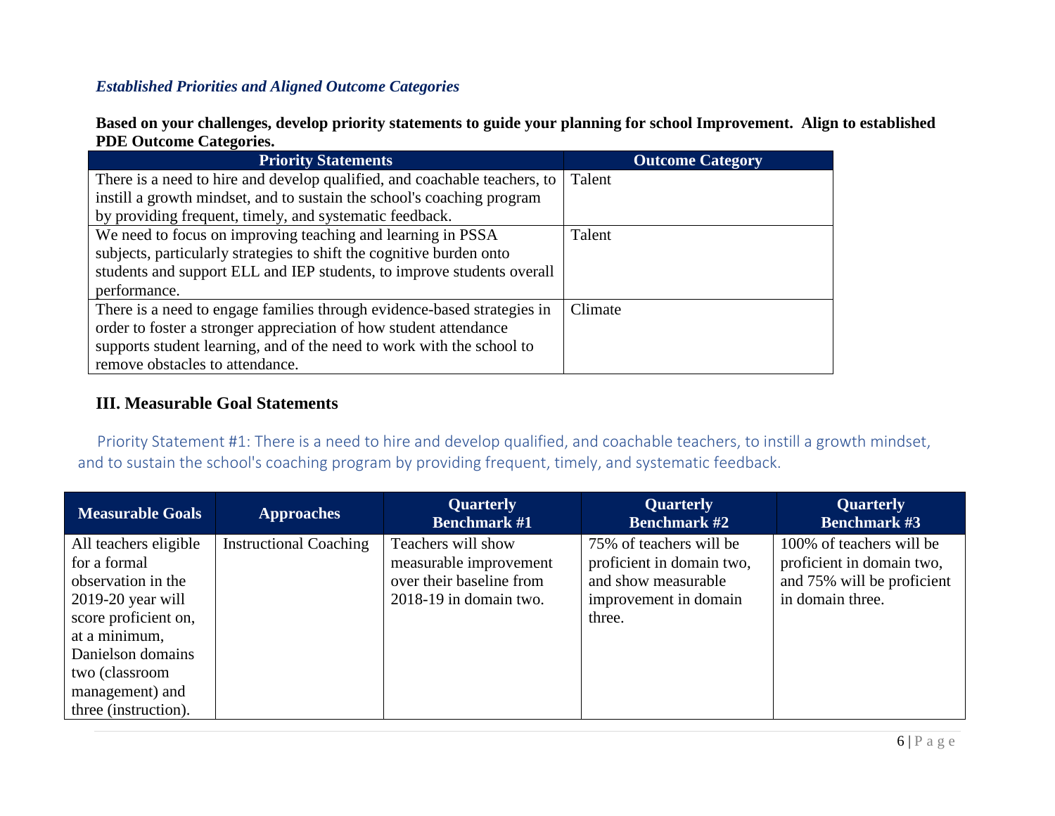### *Established Priorities and Aligned Outcome Categories*

**Based on your challenges, develop priority statements to guide your planning for school Improvement. Align to established PDE Outcome Categories.**

| Priority Statements | Outcome Category |
|---|---|
| There is a need to hire and develop qualified, and coachable teachers, to instill a growth mindset, and to sustain the school's coaching program by providing frequent, timely, and systematic feedback. | Talent |
| We need to focus on improving teaching and learning in PSSA subjects, particularly strategies to shift the cognitive burden onto students and support ELL and IEP students, to improve students overall performance. | Talent |
| There is a need to engage families through evidence-based strategies in order to foster a stronger appreciation of how student attendance supports student learning, and of the need to work with the school to remove obstacles to attendance. | Climate |

## III. Measurable Goal Statements

Priority Statement #1: There is a need to hire and develop qualified, and coachable teachers, to instill a growth mindset, and to sustain the school's coaching program by providing frequent, timely, and systematic feedback.

| Measurable Goals | Approaches | Quarterly Benchmark #1 | Quarterly Benchmark #2 | Quarterly Benchmark #3 |
|---|---|---|---|---|
| All teachers eligible for a formal observation in the 2019-20 year will score proficient on, at a minimum, Danielson domains two (classroom management) and three (instruction). | Instructional Coaching | Teachers will show measurable improvement over their baseline from 2018-19 in domain two. | 75% of teachers will be proficient in domain two, and show measurable improvement in domain three. | 100% of teachers will be proficient in domain two, and 75% will be proficient in domain three. |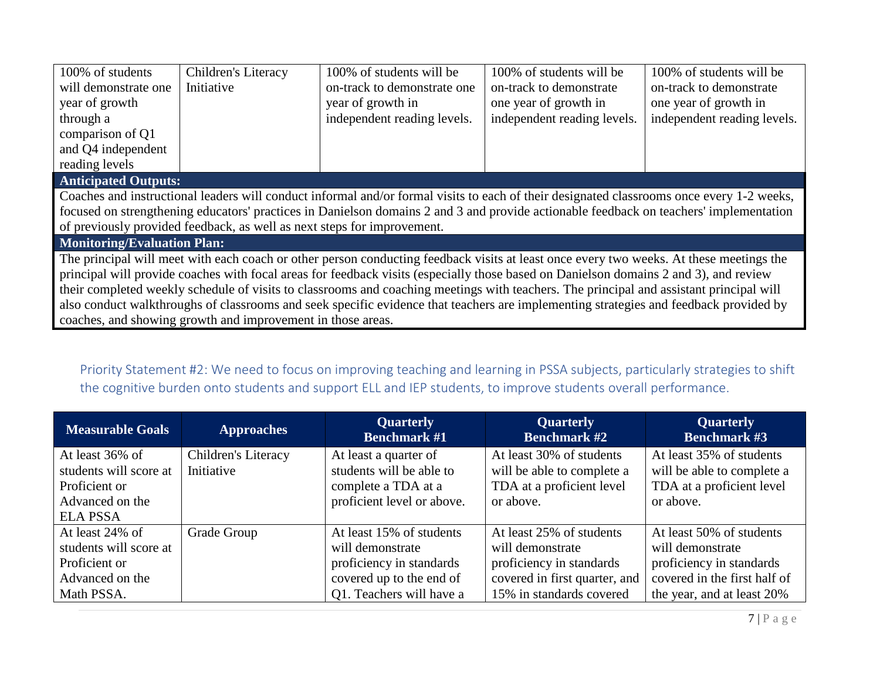| | | | | |
|---|---|---|---|---|
| 100% of students will demonstrate one year of growth through a comparison of Q1 and Q4 independent reading levels | Children's Literacy Initiative | 100% of students will be on-track to demonstrate one year of growth in independent reading levels. | 100% of students will be on-track to demonstrate one year of growth in independent reading levels. | 100% of students will be on-track to demonstrate one year of growth in independent reading levels. |

**Anticipated Outputs:**

Coaches and instructional leaders will conduct informal and/or formal visits to each of their designated classrooms once every 1-2 weeks, focused on strengthening educators' practices in Danielson domains 2 and 3 and provide actionable feedback on teachers' implementation of previously provided feedback, as well as next steps for improvement.

**Monitoring/Evaluation Plan:**

The principal will meet with each coach or other person conducting feedback visits at least once every two weeks. At these meetings the principal will provide coaches with focal areas for feedback visits (especially those based on Danielson domains 2 and 3), and review their completed weekly schedule of visits to classrooms and coaching meetings with teachers. The principal and assistant principal will also conduct walkthroughs of classrooms and seek specific evidence that teachers are implementing strategies and feedback provided by coaches, and showing growth and improvement in those areas.

Priority Statement #2: We need to focus on improving teaching and learning in PSSA subjects, particularly strategies to shift the cognitive burden onto students and support ELL and IEP students, to improve students overall performance.

| Measurable Goals | Approaches | Quarterly Benchmark #1 | Quarterly Benchmark #2 | Quarterly Benchmark #3 |
|---|---|---|---|---|
| At least 36% of students will score at Proficient or Advanced on the ELA PSSA | Children's Literacy Initiative | At least a quarter of students will be able to complete a TDA at a proficient level or above. | At least 30% of students will be able to complete a TDA at a proficient level or above. | At least 35% of students will be able to complete a TDA at a proficient level or above. |
| At least 24% of students will score at Proficient or Advanced on the Math PSSA. | Grade Group | At least 15% of students will demonstrate proficiency in standards covered up to the end of Q1. Teachers will have a | At least 25% of students will demonstrate proficiency in standards covered in first quarter, and 15% in standards covered | At least 50% of students will demonstrate proficiency in standards covered in the first half of the year, and at least 20% |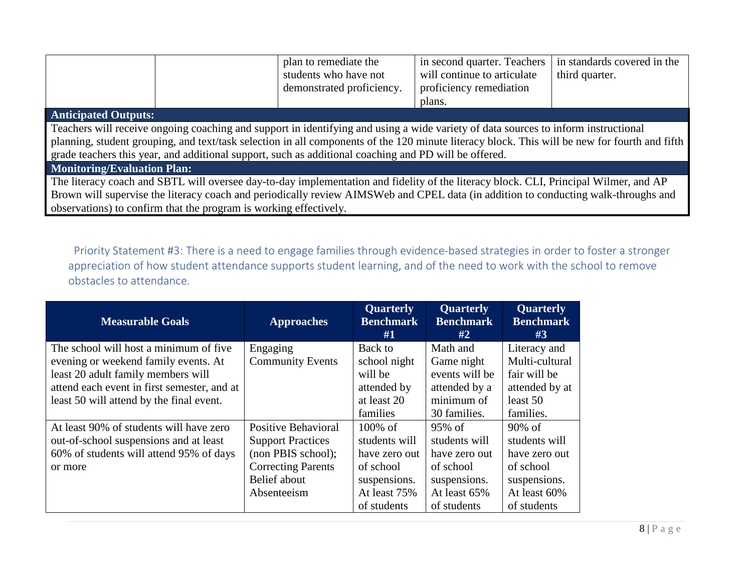| | | plan to remediate the students who have not demonstrated proficiency. | in second quarter. Teachers will continue to articulate proficiency remediation plans. | in standards covered in the third quarter. |
|---|---|---|---|---|

**Anticipated Outputs:**

Teachers will receive ongoing coaching and support in identifying and using a wide variety of data sources to inform instructional planning, student grouping, and text/task selection in all components of the 120 minute literacy block. This will be new for fourth and fifth grade teachers this year, and additional support, such as additional coaching and PD will be offered.

**Monitoring/Evaluation Plan:**

The literacy coach and SBTL will oversee day-to-day implementation and fidelity of the literacy block. CLI, Principal Wilmer, and AP Brown will supervise the literacy coach and periodically review AIMSWeb and CPEL data (in addition to conducting walk-throughs and observations) to confirm that the program is working effectively.

## Priority Statement #3: There is a need to engage families through evidence-based strategies in order to foster a stronger appreciation of how student attendance supports student learning, and of the need to work with the school to remove obstacles to attendance.

| Measurable Goals | Approaches | Quarterly Benchmark #1 | Quarterly Benchmark #2 | Quarterly Benchmark #3 |
|---|---|---|---|---|
| The school will host a minimum of five evening or weekend family events. At least 20 adult family members will attend each event in first semester, and at least 50 will attend by the final event. | Engaging Community Events | Back to school night will be attended by at least 20 families | Math and Game night events will be attended by a minimum of 30 families. | Literacy and Multi-cultural fair will be attended by at least 50 families. |
| At least 90% of students will have zero out-of-school suspensions and at least 60% of students will attend 95% of days or more | Positive Behavioral Support Practices (non PBIS school); Correcting Parents Belief about Absenteeism | 100% of students will have zero out of school suspensions. At least 75% of students | 95% of students will have zero out of school suspensions. At least 65% of students | 90% of students will have zero out of school suspensions. At least 60% of students |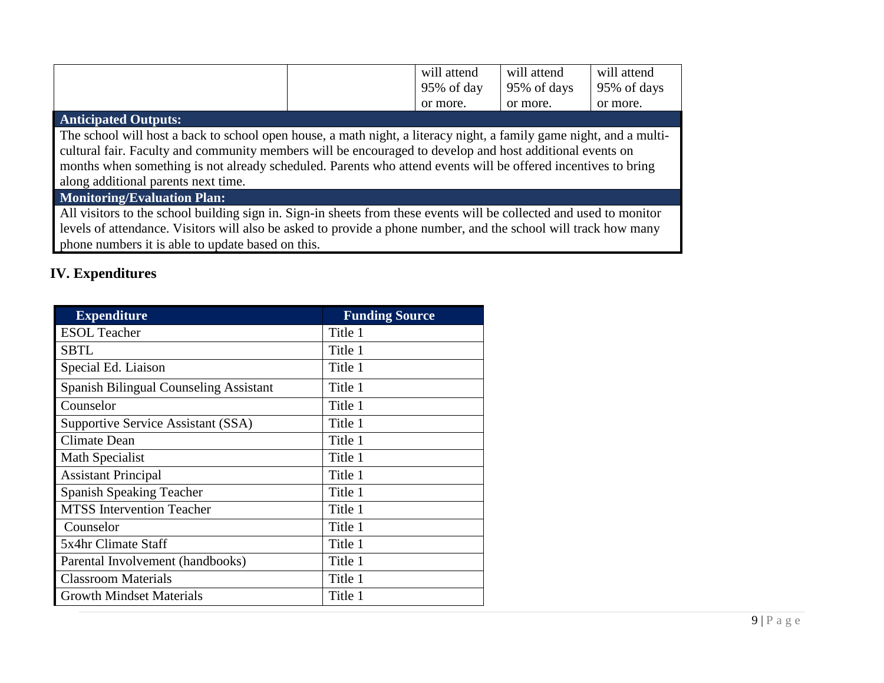| | | | | |
|---|---|---|---|---|
| | | will attend 95% of day or more. | will attend 95% of days or more. | will attend 95% of days or more. |

**Anticipated Outputs:**

The school will host a back to school open house, a math night, a literacy night, a family game night, and a multi-cultural fair. Faculty and community members will be encouraged to develop and host additional events on months when something is not already scheduled. Parents who attend events will be offered incentives to bring along additional parents next time.

**Monitoring/Evaluation Plan:**

All visitors to the school building sign in. Sign-in sheets from these events will be collected and used to monitor levels of attendance. Visitors will also be asked to provide a phone number, and the school will track how many phone numbers it is able to update based on this.

## IV. Expenditures

| Expenditure | Funding Source |
|---|---|
| ESOL Teacher | Title 1 |
| SBTL | Title 1 |
| Special Ed. Liaison | Title 1 |
| Spanish Bilingual Counseling Assistant | Title 1 |
| Counselor | Title 1 |
| Supportive Service Assistant (SSA) | Title 1 |
| Climate Dean | Title 1 |
| Math Specialist | Title 1 |
| Assistant Principal | Title 1 |
| Spanish Speaking Teacher | Title 1 |
| MTSS Intervention Teacher | Title 1 |
| Counselor | Title 1 |
| 5x4hr Climate Staff | Title 1 |
| Parental Involvement (handbooks) | Title 1 |
| Classroom Materials | Title 1 |
| Growth Mindset Materials | Title 1 |